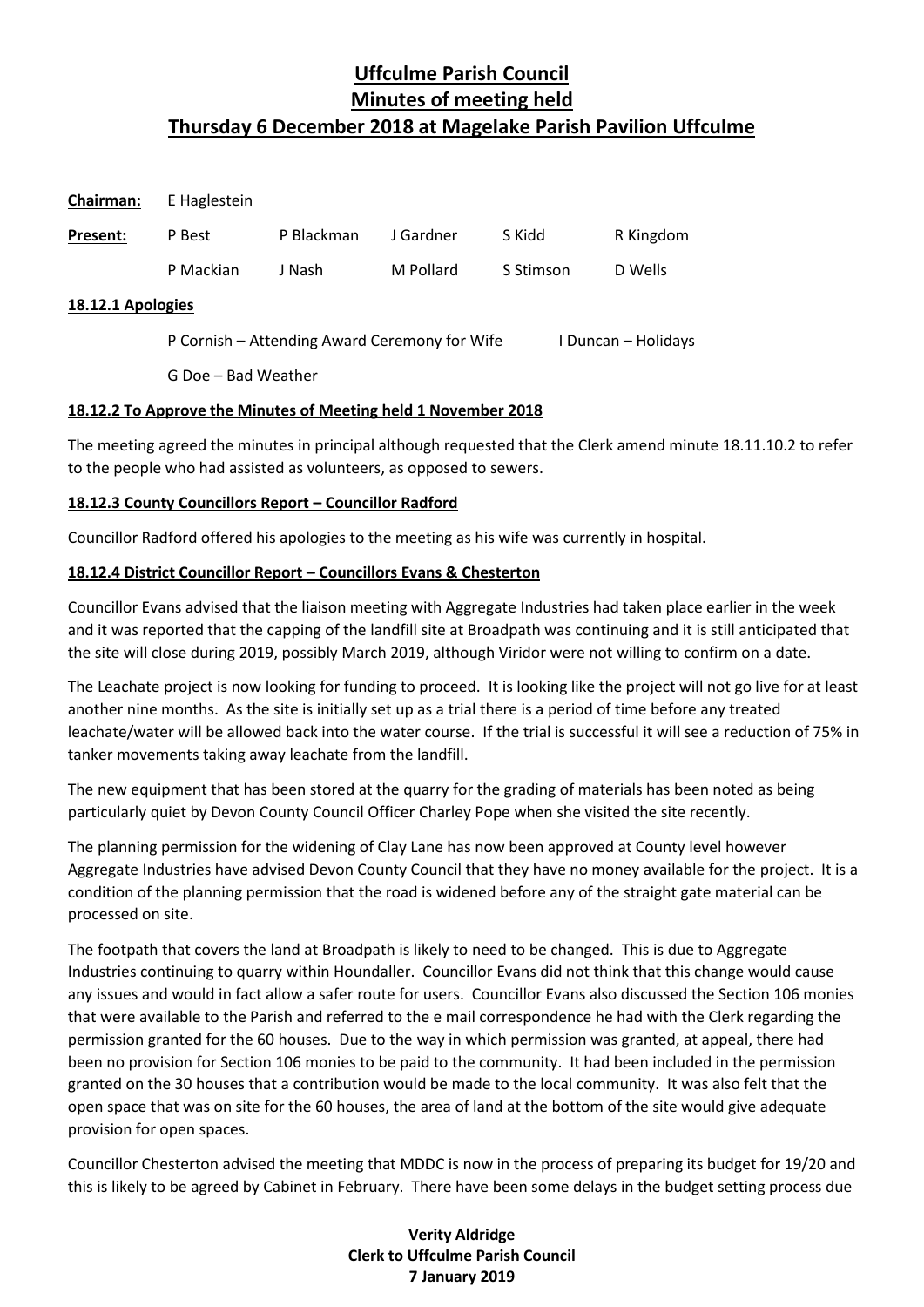# Uffculme Parish Council
## Minutes of meeting held
## Thursday 6 December 2018 at Magelake Parish Pavilion Uffculme

**Chairman:** E Haglestein

| **Present:** | P Best | P Blackman | J Gardner | S Kidd | R Kingdom |
|---|---|---|---|---|---|
| | P Mackian | J Nash | M Pollard | S Stimson | D Wells |

**18.12.1 Apologies**

P Cornish – Attending Award Ceremony for Wife

I Duncan – Holidays

G Doe – Bad Weather

**18.12.2 To Approve the Minutes of Meeting held 1 November 2018**

The meeting agreed the minutes in principal although requested that the Clerk amend minute 18.11.10.2 to refer to the people who had assisted as volunteers, as opposed to sewers.

**18.12.3 County Councillors Report – Councillor Radford**

Councillor Radford offered his apologies to the meeting as his wife was currently in hospital.

**18.12.4 District Councillor Report – Councillors Evans & Chesterton**

Councillor Evans advised that the liaison meeting with Aggregate Industries had taken place earlier in the week and it was reported that the capping of the landfill site at Broadpath was continuing and it is still anticipated that the site will close during 2019, possibly March 2019, although Viridor were not willing to confirm on a date.

The Leachate project is now looking for funding to proceed. It is looking like the project will not go live for at least another nine months. As the site is initially set up as a trial there is a period of time before any treated leachate/water will be allowed back into the water course. If the trial is successful it will see a reduction of 75% in tanker movements taking away leachate from the landfill.

The new equipment that has been stored at the quarry for the grading of materials has been noted as being particularly quiet by Devon County Council Officer Charley Pope when she visited the site recently.

The planning permission for the widening of Clay Lane has now been approved at County level however Aggregate Industries have advised Devon County Council that they have no money available for the project. It is a condition of the planning permission that the road is widened before any of the straight gate material can be processed on site.

The footpath that covers the land at Broadpath is likely to need to be changed. This is due to Aggregate Industries continuing to quarry within Houndaller. Councillor Evans did not think that this change would cause any issues and would in fact allow a safer route for users. Councillor Evans also discussed the Section 106 monies that were available to the Parish and referred to the e mail correspondence he had with the Clerk regarding the permission granted for the 60 houses. Due to the way in which permission was granted, at appeal, there had been no provision for Section 106 monies to be paid to the community. It had been included in the permission granted on the 30 houses that a contribution would be made to the local community. It was also felt that the open space that was on site for the 60 houses, the area of land at the bottom of the site would give adequate provision for open spaces.

Councillor Chesterton advised the meeting that MDDC is now in the process of preparing its budget for 19/20 and this is likely to be agreed by Cabinet in February. There have been some delays in the budget setting process due

**Verity Aldridge**
**Clerk to Uffculme Parish Council**
**7 January 2019**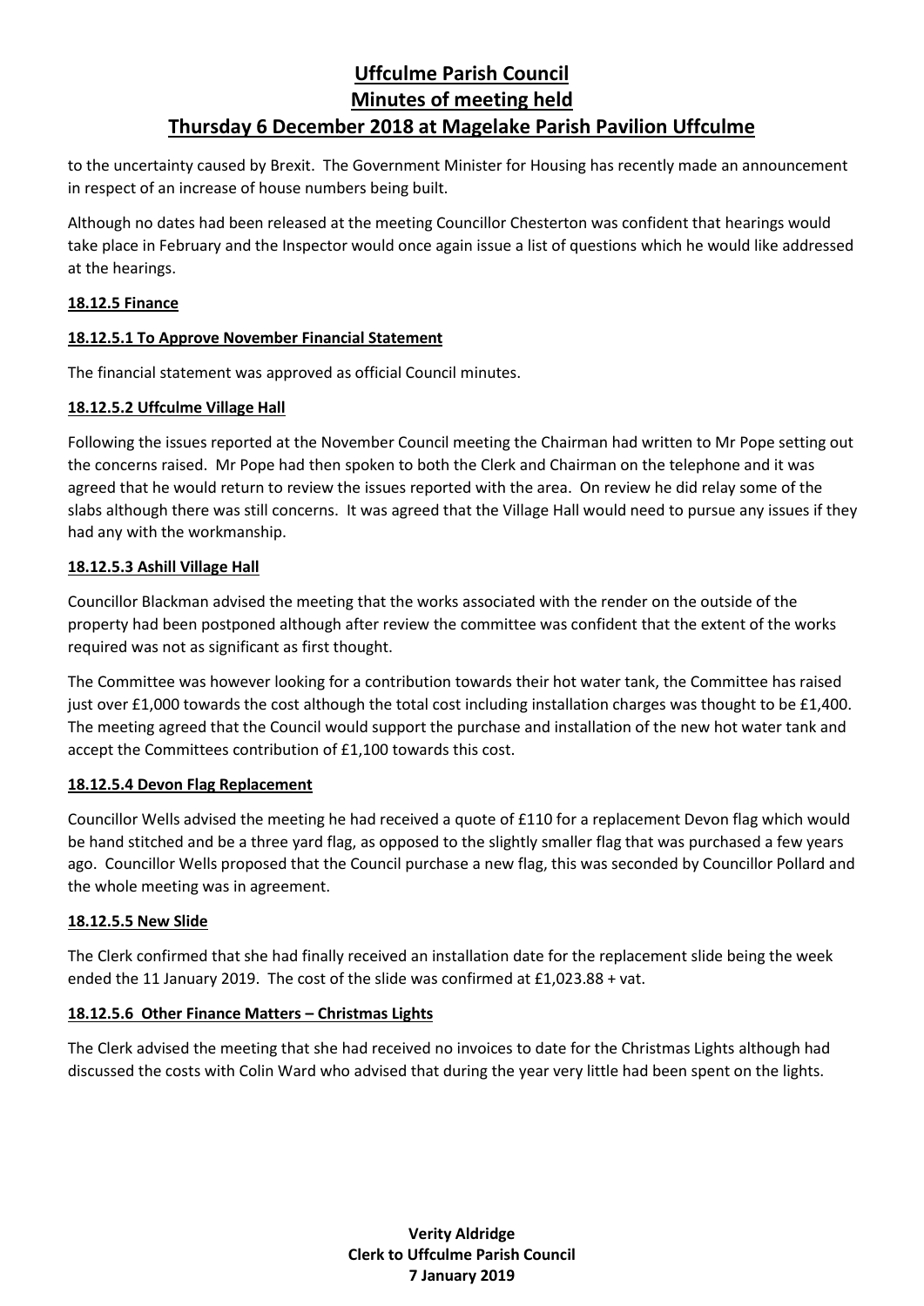to the uncertainty caused by Brexit. The Government Minister for Housing has recently made an announcement in respect of an increase of house numbers being built.

Although no dates had been released at the meeting Councillor Chesterton was confident that hearings would take place in February and the Inspector would once again issue a list of questions which he would like addressed at the hearings.

**18.12.5 Finance**

**18.12.5.1 To Approve November Financial Statement**

The financial statement was approved as official Council minutes.

**18.12.5.2 Uffculme Village Hall**

Following the issues reported at the November Council meeting the Chairman had written to Mr Pope setting out the concerns raised. Mr Pope had then spoken to both the Clerk and Chairman on the telephone and it was agreed that he would return to review the issues reported with the area. On review he did relay some of the slabs although there was still concerns. It was agreed that the Village Hall would need to pursue any issues if they had any with the workmanship.

**18.12.5.3 Ashill Village Hall**

Councillor Blackman advised the meeting that the works associated with the render on the outside of the property had been postponed although after review the committee was confident that the extent of the works required was not as significant as first thought.

The Committee was however looking for a contribution towards their hot water tank, the Committee has raised just over £1,000 towards the cost although the total cost including installation charges was thought to be £1,400. The meeting agreed that the Council would support the purchase and installation of the new hot water tank and accept the Committees contribution of £1,100 towards this cost.

**18.12.5.4 Devon Flag Replacement**

Councillor Wells advised the meeting he had received a quote of £110 for a replacement Devon flag which would be hand stitched and be a three yard flag, as opposed to the slightly smaller flag that was purchased a few years ago. Councillor Wells proposed that the Council purchase a new flag, this was seconded by Councillor Pollard and the whole meeting was in agreement.

**18.12.5.5 New Slide**

The Clerk confirmed that she had finally received an installation date for the replacement slide being the week ended the 11 January 2019. The cost of the slide was confirmed at £1,023.88 + vat.

**18.12.5.6 Other Finance Matters – Christmas Lights**

The Clerk advised the meeting that she had received no invoices to date for the Christmas Lights although had discussed the costs with Colin Ward who advised that during the year very little had been spent on the lights.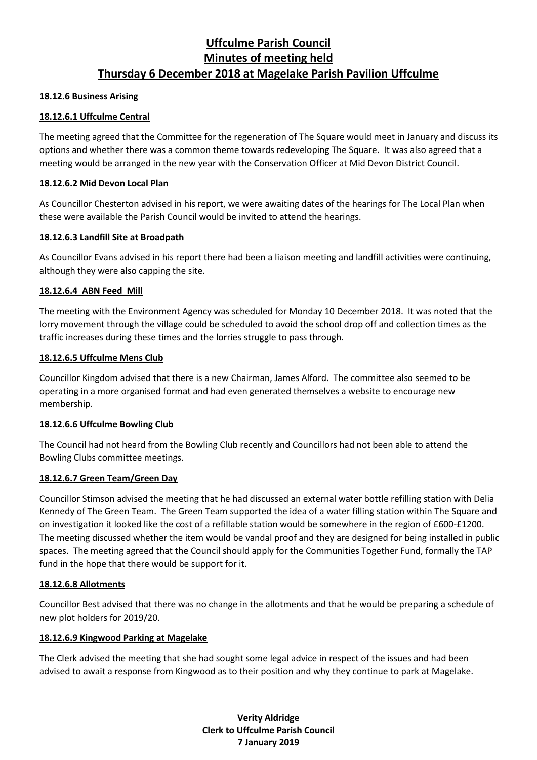# Uffculme Parish Council
# Minutes of meeting held
# Thursday 6 December 2018 at Magelake Parish Pavilion Uffculme

## 18.12.6 Business Arising

### 18.12.6.1 Uffculme Central

The meeting agreed that the Committee for the regeneration of The Square would meet in January and discuss its options and whether there was a common theme towards redeveloping The Square. It was also agreed that a meeting would be arranged in the new year with the Conservation Officer at Mid Devon District Council.

### 18.12.6.2 Mid Devon Local Plan

As Councillor Chesterton advised in his report, we were awaiting dates of the hearings for The Local Plan when these were available the Parish Council would be invited to attend the hearings.

### 18.12.6.3 Landfill Site at Broadpath

As Councillor Evans advised in his report there had been a liaison meeting and landfill activities were continuing, although they were also capping the site.

### 18.12.6.4 ABN Feed Mill

The meeting with the Environment Agency was scheduled for Monday 10 December 2018. It was noted that the lorry movement through the village could be scheduled to avoid the school drop off and collection times as the traffic increases during these times and the lorries struggle to pass through.

### 18.12.6.5 Uffculme Mens Club

Councillor Kingdom advised that there is a new Chairman, James Alford. The committee also seemed to be operating in a more organised format and had even generated themselves a website to encourage new membership.

### 18.12.6.6 Uffculme Bowling Club

The Council had not heard from the Bowling Club recently and Councillors had not been able to attend the Bowling Clubs committee meetings.

### 18.12.6.7 Green Team/Green Day

Councillor Stimson advised the meeting that he had discussed an external water bottle refilling station with Delia Kennedy of The Green Team. The Green Team supported the idea of a water filling station within The Square and on investigation it looked like the cost of a refillable station would be somewhere in the region of £600-£1200. The meeting discussed whether the item would be vandal proof and they are designed for being installed in public spaces. The meeting agreed that the Council should apply for the Communities Together Fund, formally the TAP fund in the hope that there would be support for it.

### 18.12.6.8 Allotments

Councillor Best advised that there was no change in the allotments and that he would be preparing a schedule of new plot holders for 2019/20.

### 18.12.6.9 Kingwood Parking at Magelake

The Clerk advised the meeting that she had sought some legal advice in respect of the issues and had been advised to await a response from Kingwood as to their position and why they continue to park at Magelake.

**Verity Aldridge**
**Clerk to Uffculme Parish Council**
**7 January 2019**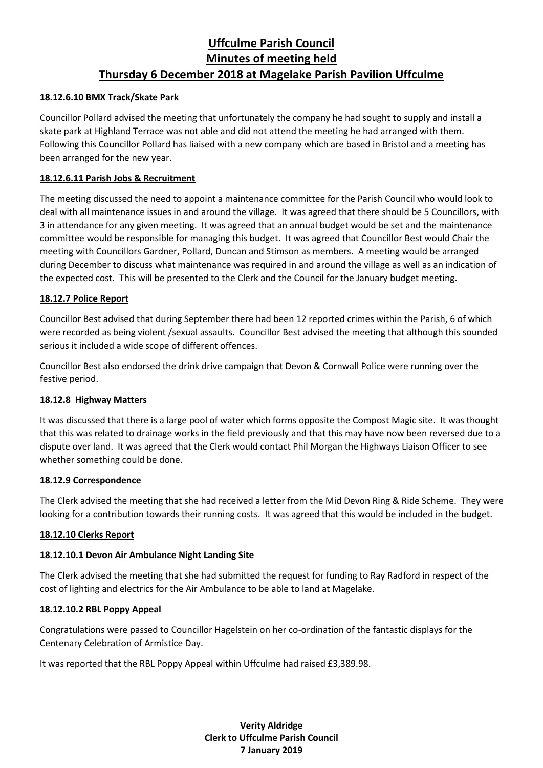# Uffculme Parish Council
# Minutes of meeting held
# Thursday 6 December 2018 at Magelake Parish Pavilion Uffculme

**18.12.6.10 BMX Track/Skate Park**

Councillor Pollard advised the meeting that unfortunately the company he had sought to supply and install a skate park at Highland Terrace was not able and did not attend the meeting he had arranged with them. Following this Councillor Pollard has liaised with a new company which are based in Bristol and a meeting has been arranged for the new year.

**18.12.6.11 Parish Jobs & Recruitment**

The meeting discussed the need to appoint a maintenance committee for the Parish Council who would look to deal with all maintenance issues in and around the village. It was agreed that there should be 5 Councillors, with 3 in attendance for any given meeting. It was agreed that an annual budget would be set and the maintenance committee would be responsible for managing this budget. It was agreed that Councillor Best would Chair the meeting with Councillors Gardner, Pollard, Duncan and Stimson as members. A meeting would be arranged during December to discuss what maintenance was required in and around the village as well as an indication of the expected cost. This will be presented to the Clerk and the Council for the January budget meeting.

**18.12.7 Police Report**

Councillor Best advised that during September there had been 12 reported crimes within the Parish, 6 of which were recorded as being violent /sexual assaults. Councillor Best advised the meeting that although this sounded serious it included a wide scope of different offences.

Councillor Best also endorsed the drink drive campaign that Devon & Cornwall Police were running over the festive period.

**18.12.8 Highway Matters**

It was discussed that there is a large pool of water which forms opposite the Compost Magic site. It was thought that this was related to drainage works in the field previously and that this may have now been reversed due to a dispute over land. It was agreed that the Clerk would contact Phil Morgan the Highways Liaison Officer to see whether something could be done.

**18.12.9 Correspondence**

The Clerk advised the meeting that she had received a letter from the Mid Devon Ring & Ride Scheme. They were looking for a contribution towards their running costs. It was agreed that this would be included in the budget.

**18.12.10 Clerks Report**

**18.12.10.1 Devon Air Ambulance Night Landing Site**

The Clerk advised the meeting that she had submitted the request for funding to Ray Radford in respect of the cost of lighting and electrics for the Air Ambulance to be able to land at Magelake.

**18.12.10.2 RBL Poppy Appeal**

Congratulations were passed to Councillor Hagelstein on her co-ordination of the fantastic displays for the Centenary Celebration of Armistice Day.

It was reported that the RBL Poppy Appeal within Uffculme had raised £3,389.98.

**Verity Aldridge**
**Clerk to Uffculme Parish Council**
**7 January 2019**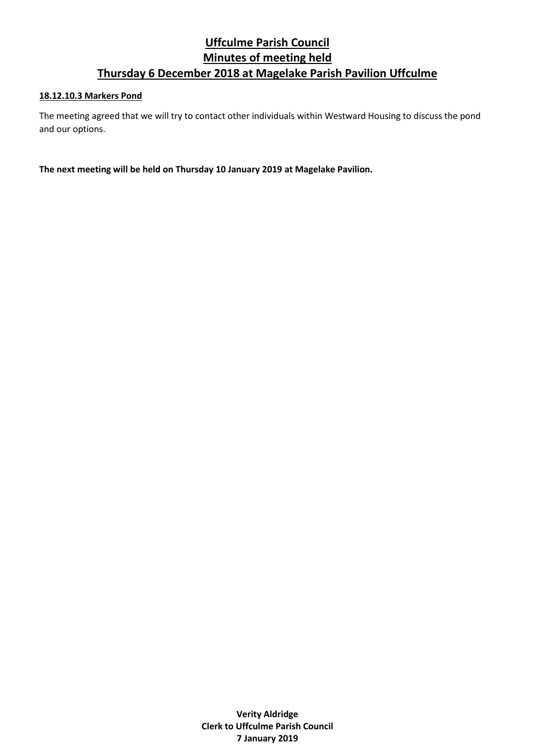# Uffculme Parish Council
# Minutes of meeting held
# Thursday 6 December 2018 at Magelake Parish Pavilion Uffculme

### 18.12.10.3 Markers Pond

The meeting agreed that we will try to contact other individuals within Westward Housing to discuss the pond and our options.

**The next meeting will be held on Thursday 10 January 2019 at Magelake Pavilion.**

**Verity Aldridge**
**Clerk to Uffculme Parish Council**
**7 January 2019**